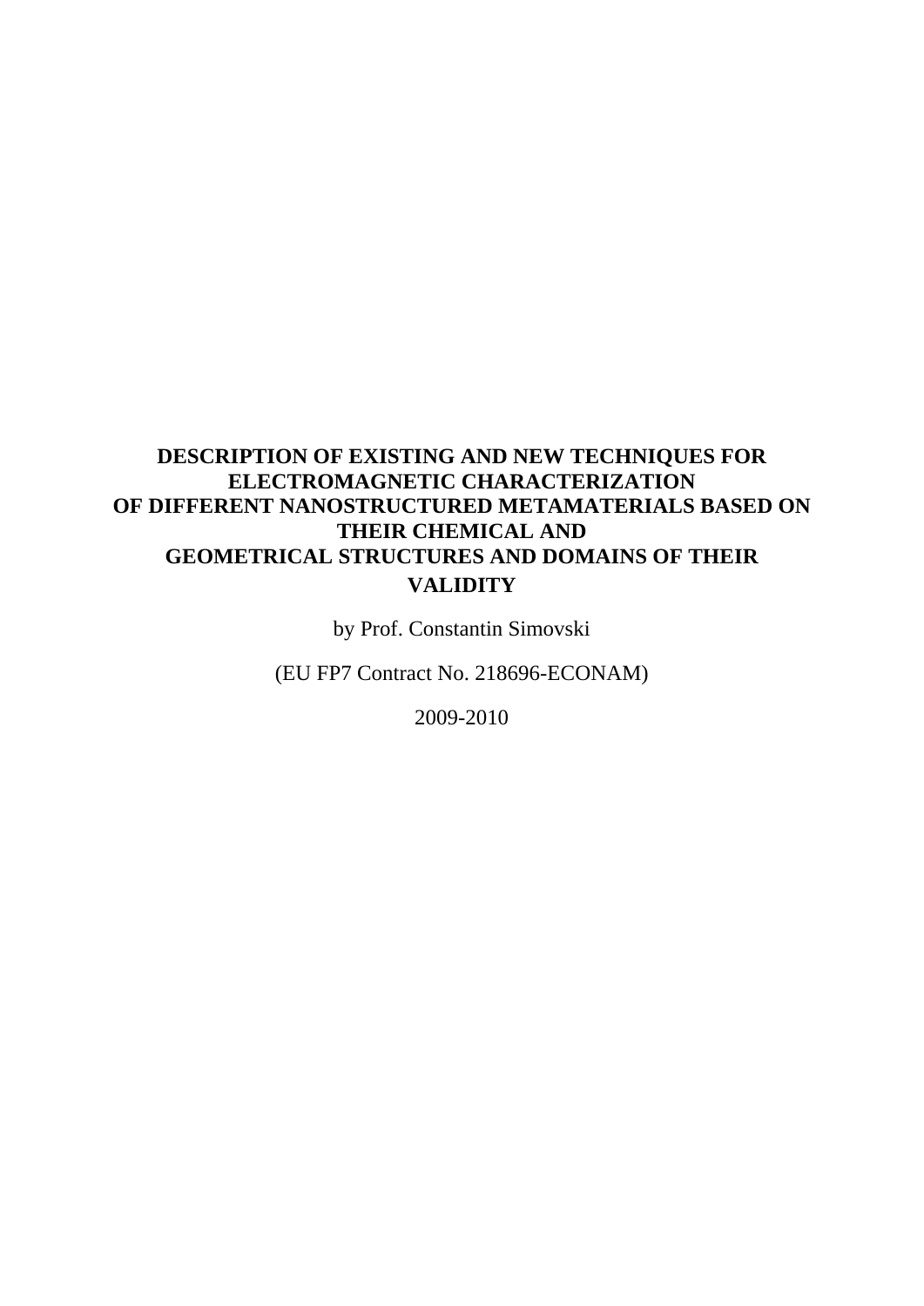# DESCRIPTION OF EXISTING AND NEW TECHNIQUES FOR ELECTROMAGNETIC CHARACTERIZATION OF DIFFERENT NANOSTRUCTURED METAMATERIALS BASED ON THEIR CHEMICAL AND GEOMETRICAL STRUCTURES AND DOMAINS OF THEIR VALIDITY

by Prof. Constantin Simovski

(EU FP7 Contract No. 218696-ECONAM)

2009-2010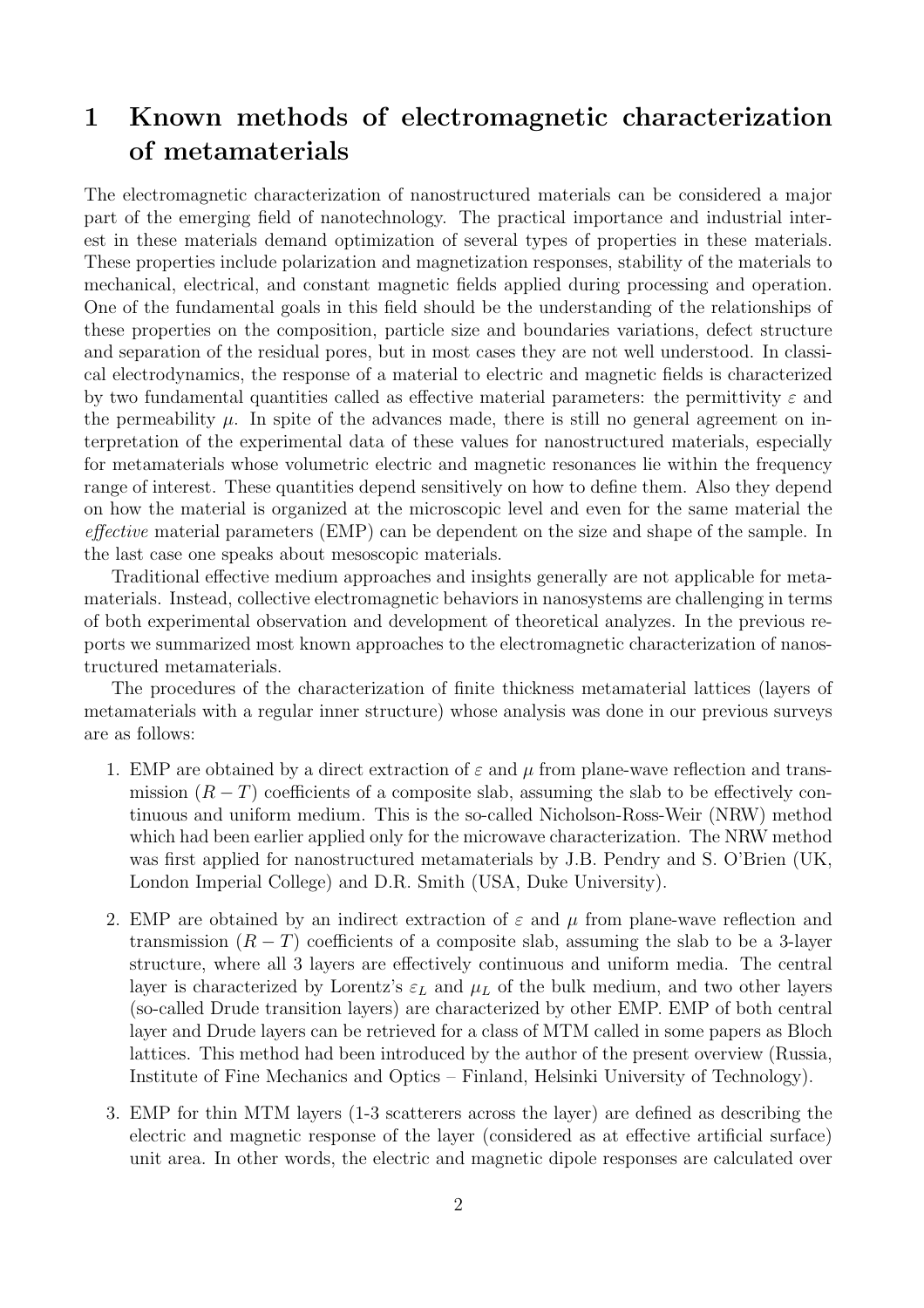# 1 Known methods of electromagnetic characterization of metamaterials

The electromagnetic characterization of nanostructured materials can be considered a major part of the emerging field of nanotechnology. The practical importance and industrial interest in these materials demand optimization of several types of properties in these materials. These properties include polarization and magnetization responses, stability of the materials to mechanical, electrical, and constant magnetic fields applied during processing and operation. One of the fundamental goals in this field should be the understanding of the relationships of these properties on the composition, particle size and boundaries variations, defect structure and separation of the residual pores, but in most cases they are not well understood. In classical electrodynamics, the response of a material to electric and magnetic fields is characterized by two fundamental quantities called as effective material parameters: the permittivity $\varepsilon$ and the permeability $\mu$. In spite of the advances made, there is still no general agreement on interpretation of the experimental data of these values for nanostructured materials, especially for metamaterials whose volumetric electric and magnetic resonances lie within the frequency range of interest. These quantities depend sensitively on how to define them. Also they depend on how the material is organized at the microscopic level and even for the same material the *effective* material parameters (EMP) can be dependent on the size and shape of the sample. In the last case one speaks about mesoscopic materials.

Traditional effective medium approaches and insights generally are not applicable for metamaterials. Instead, collective electromagnetic behaviors in nanosystems are challenging in terms of both experimental observation and development of theoretical analyzes. In the previous reports we summarized most known approaches to the electromagnetic characterization of nanostructured metamaterials.

The procedures of the characterization of finite thickness metamaterial lattices (layers of metamaterials with a regular inner structure) whose analysis was done in our previous surveys are as follows:

1. EMP are obtained by a direct extraction of $\varepsilon$ and $\mu$ from plane-wave reflection and transmission $(R-T)$ coefficients of a composite slab, assuming the slab to be effectively continuous and uniform medium. This is the so-called Nicholson-Ross-Weir (NRW) method which had been earlier applied only for the microwave characterization. The NRW method was first applied for nanostructured metamaterials by J.B. Pendry and S. O'Brien (UK, London Imperial College) and D.R. Smith (USA, Duke University).

2. EMP are obtained by an indirect extraction of $\varepsilon$ and $\mu$ from plane-wave reflection and transmission $(R-T)$ coefficients of a composite slab, assuming the slab to be a 3-layer structure, where all 3 layers are effectively continuous and uniform media. The central layer is characterized by Lorentz's $\varepsilon_L$ and $\mu_L$ of the bulk medium, and two other layers (so-called Drude transition layers) are characterized by other EMP. EMP of both central layer and Drude layers can be retrieved for a class of MTM called in some papers as Bloch lattices. This method had been introduced by the author of the present overview (Russia, Institute of Fine Mechanics and Optics – Finland, Helsinki University of Technology).

3. EMP for thin MTM layers (1-3 scatterers across the layer) are defined as describing the electric and magnetic response of the layer (considered as at effective artificial surface) unit area. In other words, the electric and magnetic dipole responses are calculated over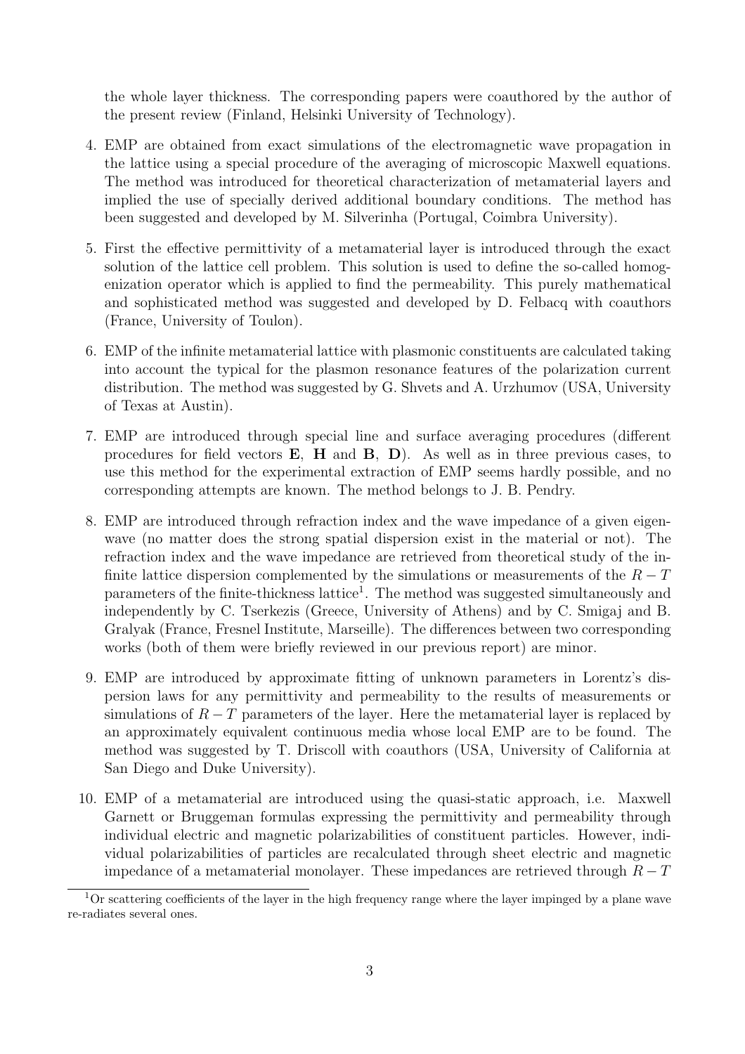the whole layer thickness. The corresponding papers were coauthored by the author of the present review (Finland, Helsinki University of Technology).

4. EMP are obtained from exact simulations of the electromagnetic wave propagation in the lattice using a special procedure of the averaging of microscopic Maxwell equations. The method was introduced for theoretical characterization of metamaterial layers and implied the use of specially derived additional boundary conditions. The method has been suggested and developed by M. Silverinha (Portugal, Coimbra University).

5. First the effective permittivity of a metamaterial layer is introduced through the exact solution of the lattice cell problem. This solution is used to define the so-called homogenization operator which is applied to find the permeability. This purely mathematical and sophisticated method was suggested and developed by D. Felbacq with coauthors (France, University of Toulon).

6. EMP of the infinite metamaterial lattice with plasmonic constituents are calculated taking into account the typical for the plasmon resonance features of the polarization current distribution. The method was suggested by G. Shvets and A. Urzhumov (USA, University of Texas at Austin).

7. EMP are introduced through special line and surface averaging procedures (different procedures for field vectors **E**, **H** and **B**, **D**). As well as in three previous cases, to use this method for the experimental extraction of EMP seems hardly possible, and no corresponding attempts are known. The method belongs to J. B. Pendry.

8. EMP are introduced through refraction index and the wave impedance of a given eigenwave (no matter does the strong spatial dispersion exist in the material or not). The refraction index and the wave impedance are retrieved from theoretical study of the infinite lattice dispersion complemented by the simulations or measurements of the $R-T$ parameters of the finite-thickness lattice[1]. The method was suggested simultaneously and independently by C. Tserkezis (Greece, University of Athens) and by C. Smigaj and B. Gralyak (France, Fresnel Institute, Marseille). The differences between two corresponding works (both of them were briefly reviewed in our previous report) are minor.

9. EMP are introduced by approximate fitting of unknown parameters in Lorentz's dispersion laws for any permittivity and permeability to the results of measurements or simulations of $R-T$ parameters of the layer. Here the metamaterial layer is replaced by an approximately equivalent continuous media whose local EMP are to be found. The method was suggested by T. Driscoll with coauthors (USA, University of California at San Diego and Duke University).

10. EMP of a metamaterial are introduced using the quasi-static approach, i.e. Maxwell Garnett or Bruggeman formulas expressing the permittivity and permeability through individual electric and magnetic polarizabilities of constituent particles. However, individual polarizabilities of particles are recalculated through sheet electric and magnetic impedance of a metamaterial monolayer. These impedances are retrieved through $R-T$

[1] Or scattering coefficients of the layer in the high frequency range where the layer impinged by a plane wave re-radiates several ones.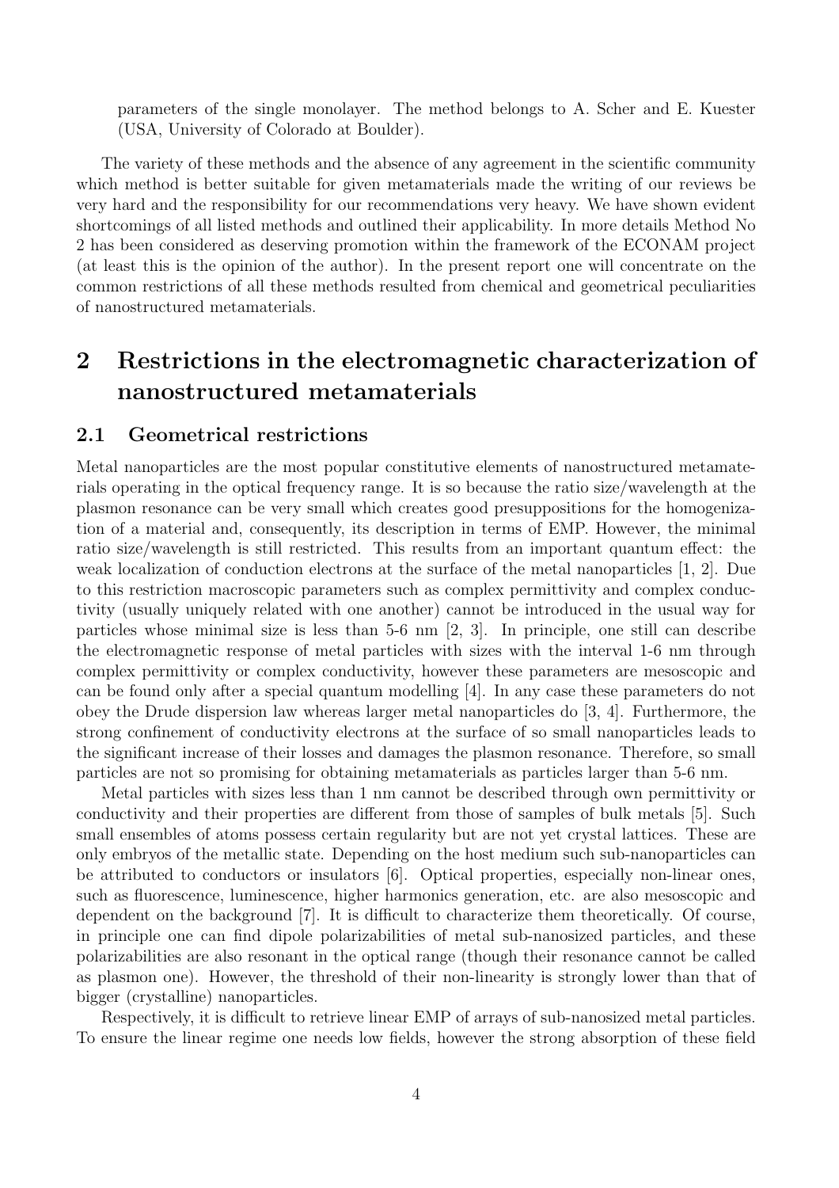parameters of the single monolayer. The method belongs to A. Scher and E. Kuester (USA, University of Colorado at Boulder).

The variety of these methods and the absence of any agreement in the scientific community which method is better suitable for given metamaterials made the writing of our reviews be very hard and the responsibility for our recommendations very heavy. We have shown evident shortcomings of all listed methods and outlined their applicability. In more details Method No 2 has been considered as deserving promotion within the framework of the ECONAM project (at least this is the opinion of the author). In the present report one will concentrate on the common restrictions of all these methods resulted from chemical and geometrical peculiarities of nanostructured metamaterials.

## 2 Restrictions in the electromagnetic characterization of nanostructured metamaterials

### 2.1 Geometrical restrictions

Metal nanoparticles are the most popular constitutive elements of nanostructured metamaterials operating in the optical frequency range. It is so because the ratio size/wavelength at the plasmon resonance can be very small which creates good presuppositions for the homogenization of a material and, consequently, its description in terms of EMP. However, the minimal ratio size/wavelength is still restricted. This results from an important quantum effect: the weak localization of conduction electrons at the surface of the metal nanoparticles [1, 2]. Due to this restriction macroscopic parameters such as complex permittivity and complex conductivity (usually uniquely related with one another) cannot be introduced in the usual way for particles whose minimal size is less than 5-6 nm [2, 3]. In principle, one still can describe the electromagnetic response of metal particles with sizes with the interval 1-6 nm through complex permittivity or complex conductivity, however these parameters are mesoscopic and can be found only after a special quantum modelling [4]. In any case these parameters do not obey the Drude dispersion law whereas larger metal nanoparticles do [3, 4]. Furthermore, the strong confinement of conductivity electrons at the surface of so small nanoparticles leads to the significant increase of their losses and damages the plasmon resonance. Therefore, so small particles are not so promising for obtaining metamaterials as particles larger than 5-6 nm.

Metal particles with sizes less than 1 nm cannot be described through own permittivity or conductivity and their properties are different from those of samples of bulk metals [5]. Such small ensembles of atoms possess certain regularity but are not yet crystal lattices. These are only embryos of the metallic state. Depending on the host medium such sub-nanoparticles can be attributed to conductors or insulators [6]. Optical properties, especially non-linear ones, such as fluorescence, luminescence, higher harmonics generation, etc. are also mesoscopic and dependent on the background [7]. It is difficult to characterize them theoretically. Of course, in principle one can find dipole polarizabilities of metal sub-nanosized particles, and these polarizabilities are also resonant in the optical range (though their resonance cannot be called as plasmon one). However, the threshold of their non-linearity is strongly lower than that of bigger (crystalline) nanoparticles.

Respectively, it is difficult to retrieve linear EMP of arrays of sub-nanosized metal particles. To ensure the linear regime one needs low fields, however the strong absorption of these field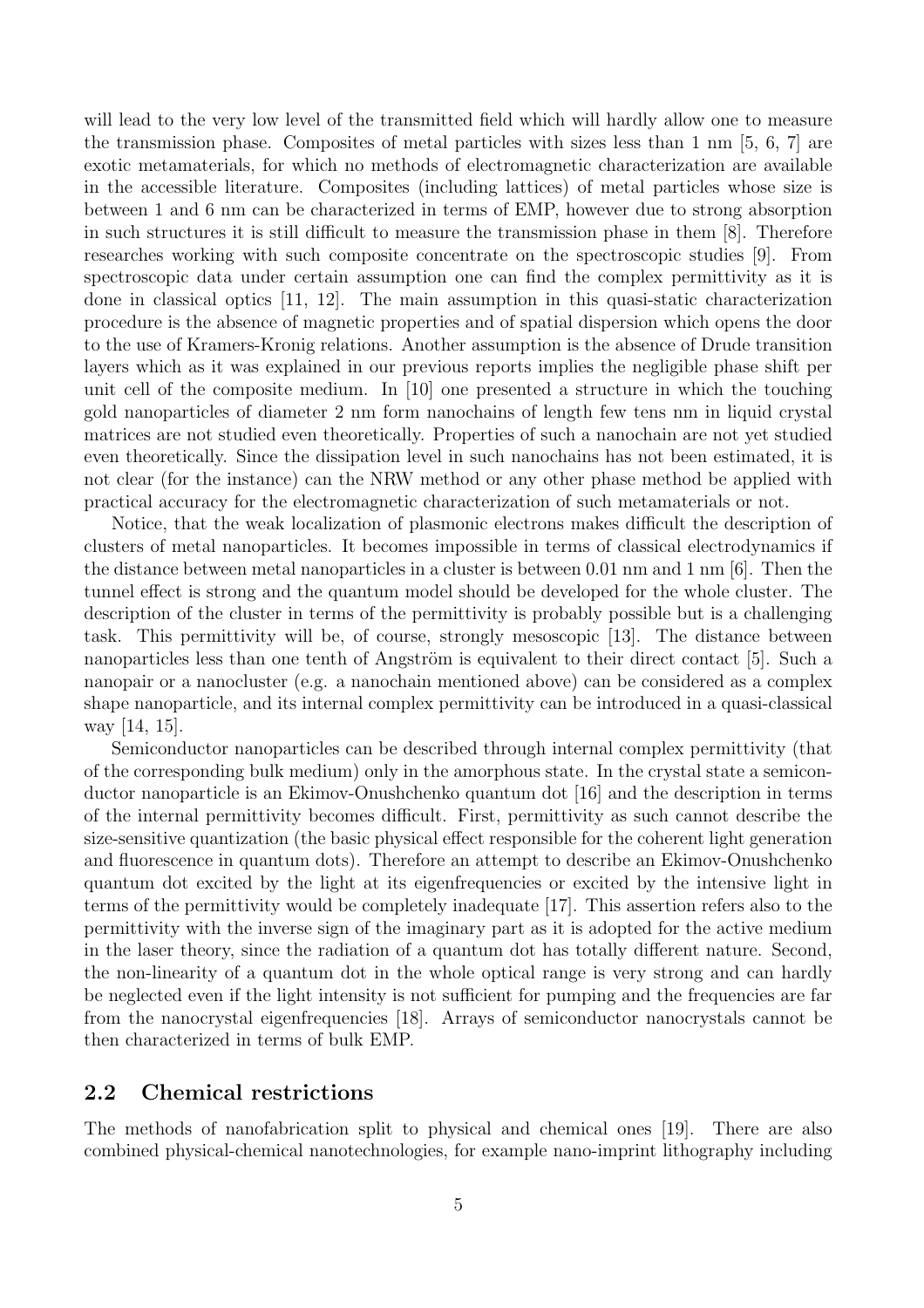will lead to the very low level of the transmitted field which will hardly allow one to measure the transmission phase. Composites of metal particles with sizes less than 1 nm [5, 6, 7] are exotic metamaterials, for which no methods of electromagnetic characterization are available in the accessible literature. Composites (including lattices) of metal particles whose size is between 1 and 6 nm can be characterized in terms of EMP, however due to strong absorption in such structures it is still difficult to measure the transmission phase in them [8]. Therefore researches working with such composite concentrate on the spectroscopic studies [9]. From spectroscopic data under certain assumption one can find the complex permittivity as it is done in classical optics [11, 12]. The main assumption in this quasi-static characterization procedure is the absence of magnetic properties and of spatial dispersion which opens the door to the use of Kramers-Kronig relations. Another assumption is the absence of Drude transition layers which as it was explained in our previous reports implies the negligible phase shift per unit cell of the composite medium. In [10] one presented a structure in which the touching gold nanoparticles of diameter 2 nm form nanochains of length few tens nm in liquid crystal matrices are not studied even theoretically. Properties of such a nanochain are not yet studied even theoretically. Since the dissipation level in such nanochains has not been estimated, it is not clear (for the instance) can the NRW method or any other phase method be applied with practical accuracy for the electromagnetic characterization of such metamaterials or not.

Notice, that the weak localization of plasmonic electrons makes difficult the description of clusters of metal nanoparticles. It becomes impossible in terms of classical electrodynamics if the distance between metal nanoparticles in a cluster is between 0.01 nm and 1 nm [6]. Then the tunnel effect is strong and the quantum model should be developed for the whole cluster. The description of the cluster in terms of the permittivity is probably possible but is a challenging task. This permittivity will be, of course, strongly mesoscopic [13]. The distance between nanoparticles less than one tenth of Angström is equivalent to their direct contact [5]. Such a nanopair or a nanocluster (e.g. a nanochain mentioned above) can be considered as a complex shape nanoparticle, and its internal complex permittivity can be introduced in a quasi-classical way [14, 15].

Semiconductor nanoparticles can be described through internal complex permittivity (that of the corresponding bulk medium) only in the amorphous state. In the crystal state a semiconductor nanoparticle is an Ekimov-Onushchenko quantum dot [16] and the description in terms of the internal permittivity becomes difficult. First, permittivity as such cannot describe the size-sensitive quantization (the basic physical effect responsible for the coherent light generation and fluorescence in quantum dots). Therefore an attempt to describe an Ekimov-Onushchenko quantum dot excited by the light at its eigenfrequencies or excited by the intensive light in terms of the permittivity would be completely inadequate [17]. This assertion refers also to the permittivity with the inverse sign of the imaginary part as it is adopted for the active medium in the laser theory, since the radiation of a quantum dot has totally different nature. Second, the non-linearity of a quantum dot in the whole optical range is very strong and can hardly be neglected even if the light intensity is not sufficient for pumping and the frequencies are far from the nanocrystal eigenfrequencies [18]. Arrays of semiconductor nanocrystals cannot be then characterized in terms of bulk EMP.

## 2.2 Chemical restrictions

The methods of nanofabrication split to physical and chemical ones [19]. There are also combined physical-chemical nanotechnologies, for example nano-imprint lithography including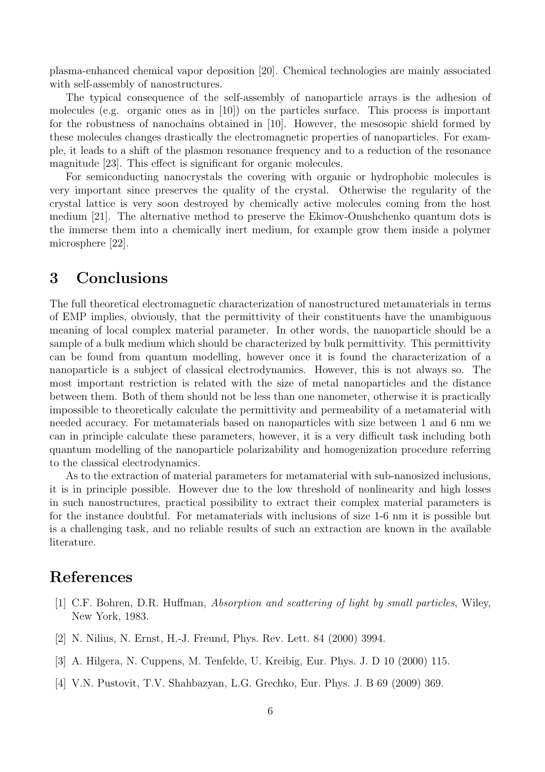plasma-enhanced chemical vapor deposition [20]. Chemical technologies are mainly associated with self-assembly of nanostructures.

The typical consequence of the self-assembly of nanoparticle arrays is the adhesion of molecules (e.g. organic ones as in [10]) on the particles surface. This process is important for the robustness of nanochains obtained in [10]. However, the mesosopic shield formed by these molecules changes drastically the electromagnetic properties of nanoparticles. For example, it leads to a shift of the plasmon resonance frequency and to a reduction of the resonance magnitude [23]. This effect is significant for organic molecules.

For semiconducting nanocrystals the covering with organic or hydrophobic molecules is very important since preserves the quality of the crystal. Otherwise the regularity of the crystal lattice is very soon destroyed by chemically active molecules coming from the host medium [21]. The alternative method to preserve the Ekimov-Onushchenko quantum dots is the immerse them into a chemically inert medium, for example grow them inside a polymer microsphere [22].

# 3 Conclusions

The full theoretical electromagnetic characterization of nanostructured metamaterials in terms of EMP implies, obviously, that the permittivity of their constituents have the unambiguous meaning of local complex material parameter. In other words, the nanoparticle should be a sample of a bulk medium which should be characterized by bulk permittivity. This permittivity can be found from quantum modelling, however once it is found the characterization of a nanoparticle is a subject of classical electrodynamics. However, this is not always so. The most important restriction is related with the size of metal nanoparticles and the distance between them. Both of them should not be less than one nanometer, otherwise it is practically impossible to theoretically calculate the permittivity and permeability of a metamaterial with needed accuracy. For metamaterials based on nanoparticles with size between 1 and 6 nm we can in principle calculate these parameters, however, it is a very difficult task including both quantum modelling of the nanoparticle polarizability and homogenization procedure referring to the classical electrodynamics.

As to the extraction of material parameters for metamaterial with sub-nanosized inclusions, it is in principle possible. However due to the low threshold of nonlinearity and high losses in such nanostructures, practical possibility to extract their complex material parameters is for the instance doubtful. For metamaterials with inclusions of size 1-6 nm it is possible but is a challenging task, and no reliable results of such an extraction are known in the available literature.

# References

[1] C.F. Bohren, D.R. Huffman, *Absorption and scattering of light by small particles*, Wiley, New York, 1983.

[2] N. Nilius, N. Ernst, H.-J. Freund, Phys. Rev. Lett. 84 (2000) 3994.

[3] A. Hilgera, N. Cuppens, M. Tenfelde, U. Kreibig, Eur. Phys. J. D 10 (2000) 115.

[4] V.N. Pustovit, T.V. Shahbazyan, L.G. Grechko, Eur. Phys. J. B 69 (2009) 369.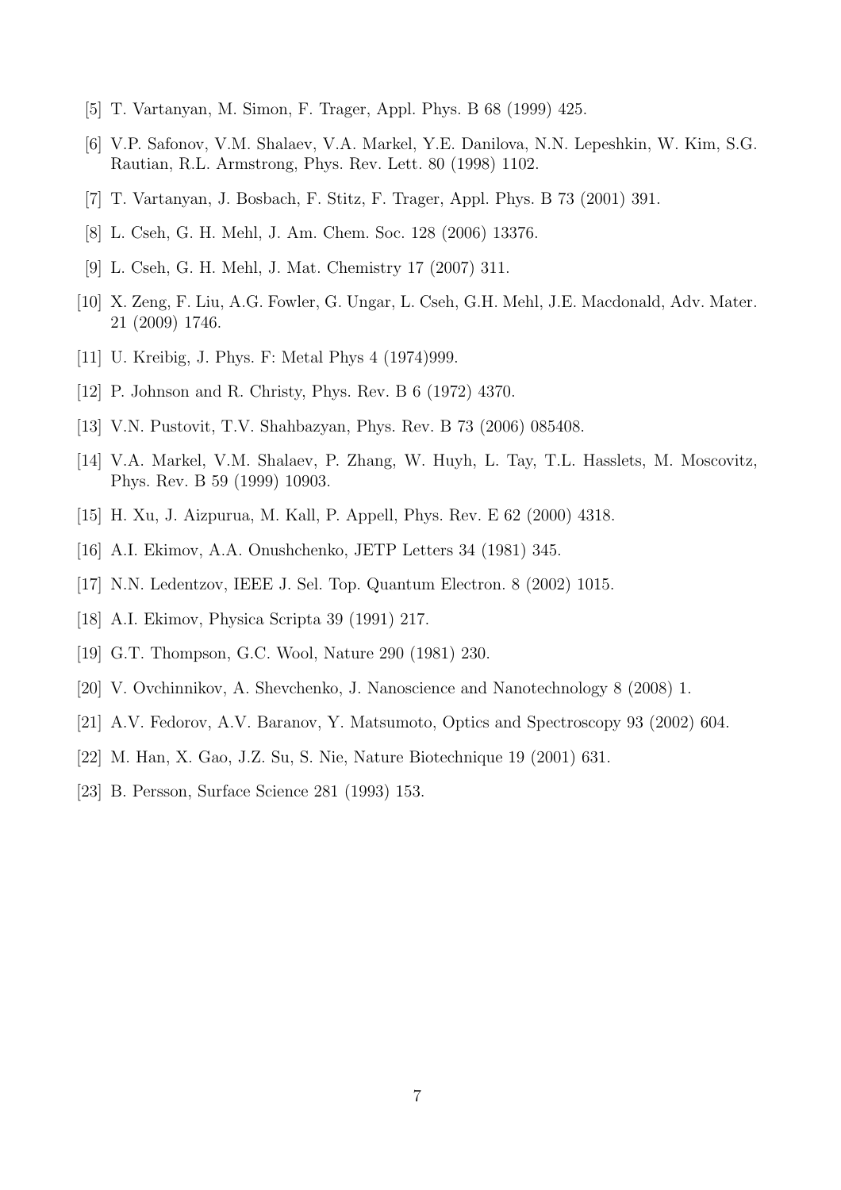[5] T. Vartanyan, M. Simon, F. Trager, Appl. Phys. B 68 (1999) 425.

[6] V.P. Safonov, V.M. Shalaev, V.A. Markel, Y.E. Danilova, N.N. Lepeshkin, W. Kim, S.G. Rautian, R.L. Armstrong, Phys. Rev. Lett. 80 (1998) 1102.

[7] T. Vartanyan, J. Bosbach, F. Stitz, F. Trager, Appl. Phys. B 73 (2001) 391.

[8] L. Cseh, G. H. Mehl, J. Am. Chem. Soc. 128 (2006) 13376.

[9] L. Cseh, G. H. Mehl, J. Mat. Chemistry 17 (2007) 311.

[10] X. Zeng, F. Liu, A.G. Fowler, G. Ungar, L. Cseh, G.H. Mehl, J.E. Macdonald, Adv. Mater. 21 (2009) 1746.

[11] U. Kreibig, J. Phys. F: Metal Phys 4 (1974)999.

[12] P. Johnson and R. Christy, Phys. Rev. B 6 (1972) 4370.

[13] V.N. Pustovit, T.V. Shahbazyan, Phys. Rev. B 73 (2006) 085408.

[14] V.A. Markel, V.M. Shalaev, P. Zhang, W. Huyh, L. Tay, T.L. Hasslets, M. Moscovitz, Phys. Rev. B 59 (1999) 10903.

[15] H. Xu, J. Aizpurua, M. Kall, P. Appell, Phys. Rev. E 62 (2000) 4318.

[16] A.I. Ekimov, A.A. Onushchenko, JETP Letters 34 (1981) 345.

[17] N.N. Ledentzov, IEEE J. Sel. Top. Quantum Electron. 8 (2002) 1015.

[18] A.I. Ekimov, Physica Scripta 39 (1991) 217.

[19] G.T. Thompson, G.C. Wool, Nature 290 (1981) 230.

[20] V. Ovchinnikov, A. Shevchenko, J. Nanoscience and Nanotechnology 8 (2008) 1.

[21] A.V. Fedorov, A.V. Baranov, Y. Matsumoto, Optics and Spectroscopy 93 (2002) 604.

[22] M. Han, X. Gao, J.Z. Su, S. Nie, Nature Biotechnique 19 (2001) 631.

[23] B. Persson, Surface Science 281 (1993) 153.